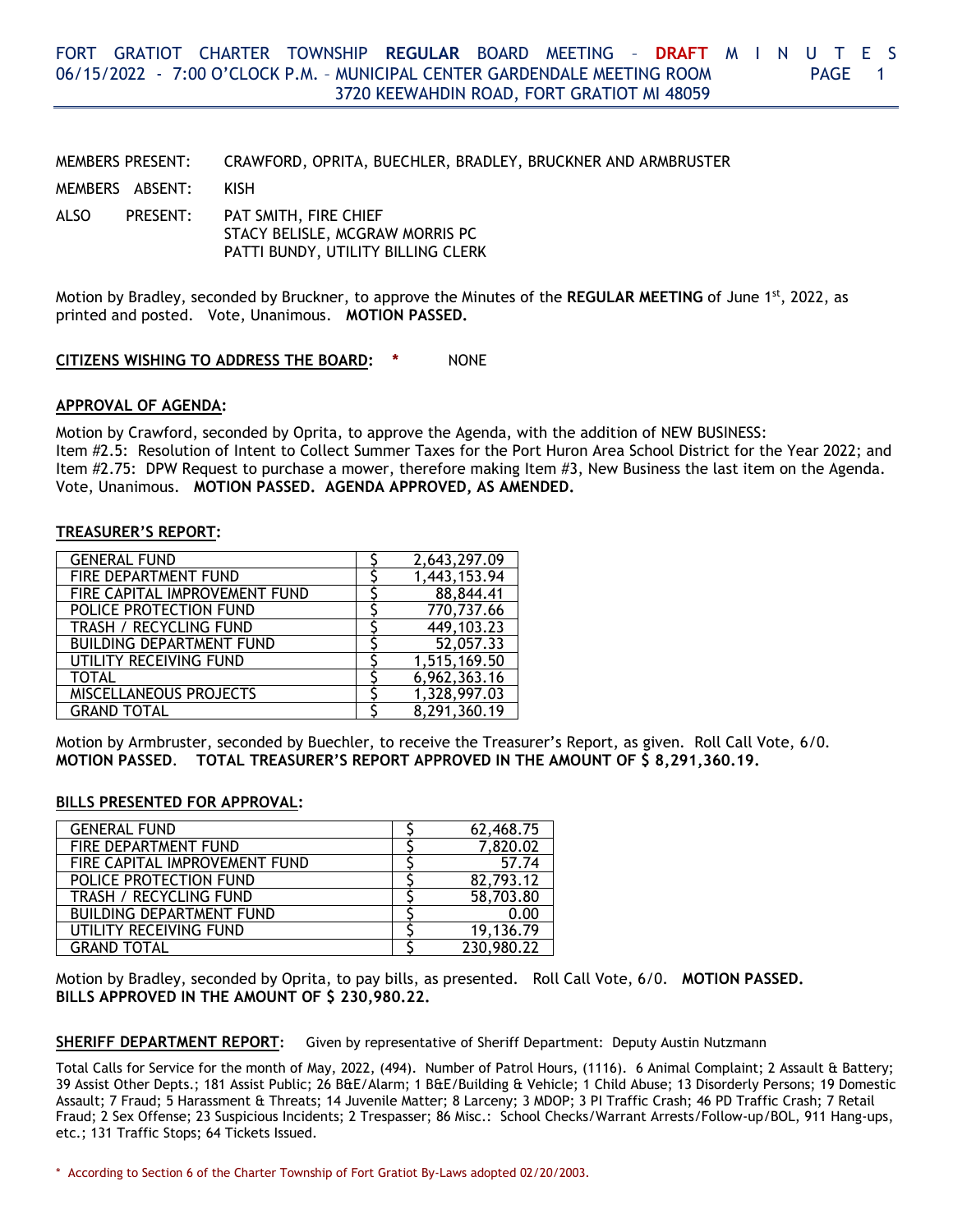# FORT GRATIOT CHARTER TOWNSHIP **REGULAR** BOARD MEETING – **DRAFT** MINUTES
06/15/2022 - 7:00 O'CLOCK P.M. – MUNICIPAL CENTER GARDENDALE MEETING ROOM
3720 KEEWAHDIN ROAD, FORT GRATIOT MI 48059

MEMBERS PRESENT: CRAWFORD, OPRITA, BUECHLER, BRADLEY, BRUCKNER AND ARMBRUSTER

MEMBERS ABSENT: KISH

ALSO PRESENT: PAT SMITH, FIRE CHIEF
STACY BELISLE, MCGRAW MORRIS PC
PATTI BUNDY, UTILITY BILLING CLERK

Motion by Bradley, seconded by Bruckner, to approve the Minutes of the **REGULAR MEETING** of June 1st, 2022, as printed and posted. Vote, Unanimous. **MOTION PASSED.**

**CITIZENS WISHING TO ADDRESS THE BOARD: *** NONE

**APPROVAL OF AGENDA:**

Motion by Crawford, seconded by Oprita, to approve the Agenda, with the addition of NEW BUSINESS:
Item #2.5: Resolution of Intent to Collect Summer Taxes for the Port Huron Area School District for the Year 2022; and Item #2.75: DPW Request to purchase a mower, therefore making Item #3, New Business the last item on the Agenda. Vote, Unanimous. **MOTION PASSED. AGENDA APPROVED, AS AMENDED.**

**TREASURER'S REPORT:**

| | |
|---|---|
| GENERAL FUND | $ 2,643,297.09 |
| FIRE DEPARTMENT FUND | $ 1,443,153.94 |
| FIRE CAPITAL IMPROVEMENT FUND | $ 88,844.41 |
| POLICE PROTECTION FUND | $ 770,737.66 |
| TRASH / RECYCLING FUND | $ 449,103.23 |
| BUILDING DEPARTMENT FUND | $ 52,057.33 |
| UTILITY RECEIVING FUND | $ 1,515,169.50 |
| TOTAL | $ 6,962,363.16 |
| MISCELLANEOUS PROJECTS | $ 1,328,997.03 |
| GRAND TOTAL | $ 8,291,360.19 |

Motion by Armbruster, seconded by Buechler, to receive the Treasurer's Report, as given. Roll Call Vote, 6/0. **MOTION PASSED. TOTAL TREASURER'S REPORT APPROVED IN THE AMOUNT OF $ 8,291,360.19.**

**BILLS PRESENTED FOR APPROVAL:**

| | |
|---|---|
| GENERAL FUND | $ 62,468.75 |
| FIRE DEPARTMENT FUND | $ 7,820.02 |
| FIRE CAPITAL IMPROVEMENT FUND | $ 57.74 |
| POLICE PROTECTION FUND | $ 82,793.12 |
| TRASH / RECYCLING FUND | $ 58,703.80 |
| BUILDING DEPARTMENT FUND | $ 0.00 |
| UTILITY RECEIVING FUND | $ 19,136.79 |
| GRAND TOTAL | $ 230,980.22 |

Motion by Bradley, seconded by Oprita, to pay bills, as presented. Roll Call Vote, 6/0. **MOTION PASSED. BILLS APPROVED IN THE AMOUNT OF $ 230,980.22.**

**SHERIFF DEPARTMENT REPORT:** Given by representative of Sheriff Department: Deputy Austin Nutzmann

Total Calls for Service for the month of May, 2022, (494). Number of Patrol Hours, (1116). 6 Animal Complaint; 2 Assault & Battery; 39 Assist Other Depts.; 181 Assist Public; 26 B&E/Alarm; 1 B&E/Building & Vehicle; 1 Child Abuse; 13 Disorderly Persons; 19 Domestic Assault; 7 Fraud; 5 Harassment & Threats; 14 Juvenile Matter; 8 Larceny; 3 MDOP; 3 PI Traffic Crash; 46 PD Traffic Crash; 7 Retail Fraud; 2 Sex Offense; 23 Suspicious Incidents; 2 Trespasser; 86 Misc.: School Checks/Warrant Arrests/Follow-up/BOL, 911 Hang-ups, etc.; 131 Traffic Stops; 64 Tickets Issued.

* According to Section 6 of the Charter Township of Fort Gratiot By-Laws adopted 02/20/2003.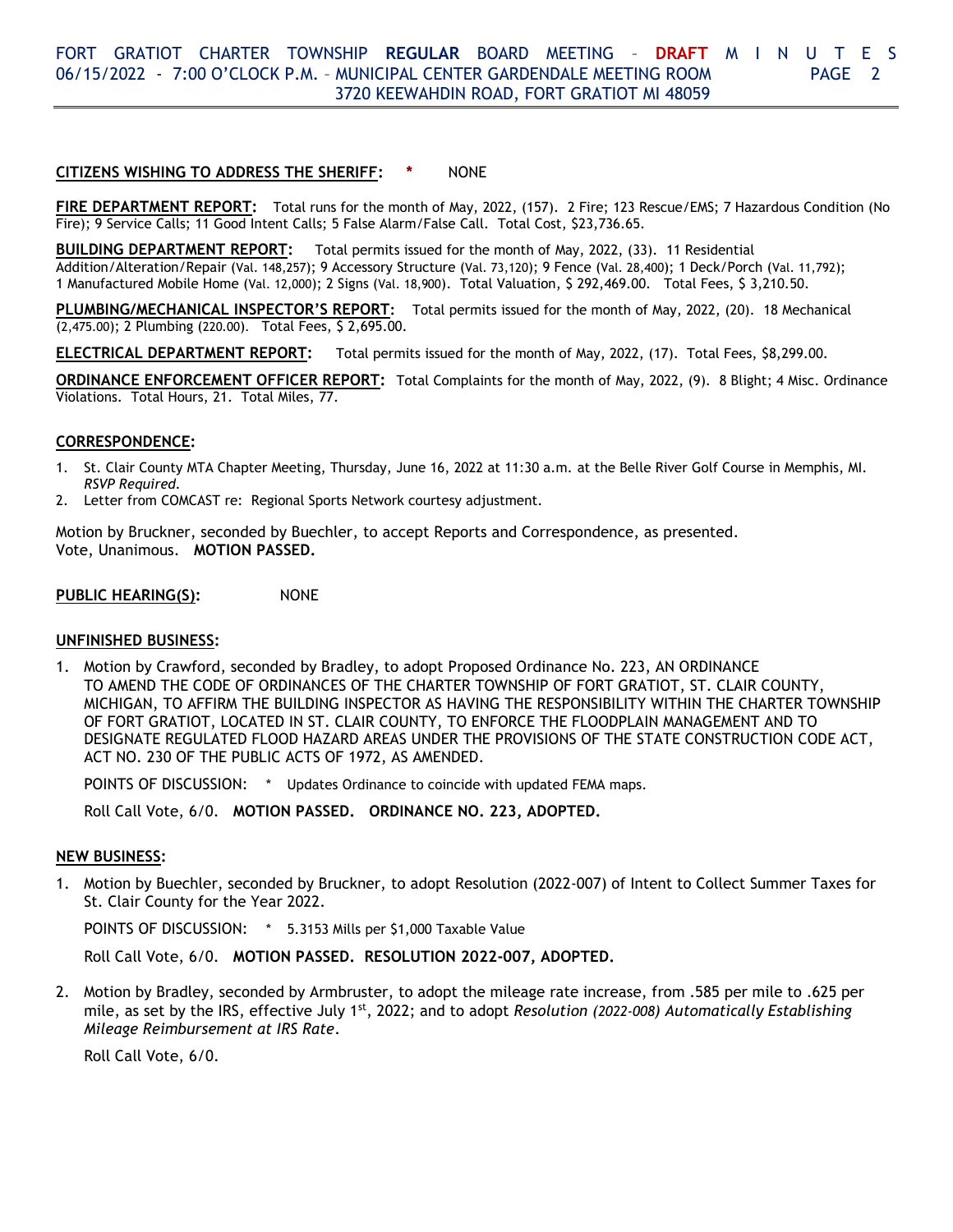**CITIZENS WISHING TO ADDRESS THE SHERIFF:** * NONE

**FIRE DEPARTMENT REPORT:** Total runs for the month of May, 2022, (157). 2 Fire; 123 Rescue/EMS; 7 Hazardous Condition (No Fire); 9 Service Calls; 11 Good Intent Calls; 5 False Alarm/False Call. Total Cost, $23,736.65.

**BUILDING DEPARTMENT REPORT:** Total permits issued for the month of May, 2022, (33). 11 Residential Addition/Alteration/Repair (Val. 148,257); 9 Accessory Structure (Val. 73,120); 9 Fence (Val. 28,400); 1 Deck/Porch (Val. 11,792); 1 Manufactured Mobile Home (Val. 12,000); 2 Signs (Val. 18,900). Total Valuation, $ 292,469.00. Total Fees, $ 3,210.50.

**PLUMBING/MECHANICAL INSPECTOR'S REPORT:** Total permits issued for the month of May, 2022, (20). 18 Mechanical (2,475.00); 2 Plumbing (220.00). Total Fees, $ 2,695.00.

**ELECTRICAL DEPARTMENT REPORT:** Total permits issued for the month of May, 2022, (17). Total Fees, $8,299.00.

**ORDINANCE ENFORCEMENT OFFICER REPORT:** Total Complaints for the month of May, 2022, (9). 8 Blight; 4 Misc. Ordinance Violations. Total Hours, 21. Total Miles, 77.

**CORRESPONDENCE:**

1. St. Clair County MTA Chapter Meeting, Thursday, June 16, 2022 at 11:30 a.m. at the Belle River Golf Course in Memphis, MI. *RSVP Required.*
2. Letter from COMCAST re: Regional Sports Network courtesy adjustment.

Motion by Bruckner, seconded by Buechler, to accept Reports and Correspondence, as presented.
Vote, Unanimous. **MOTION PASSED.**

**PUBLIC HEARING(S):** NONE

**UNFINISHED BUSINESS:**

1. Motion by Crawford, seconded by Bradley, to adopt Proposed Ordinance No. 223, AN ORDINANCE TO AMEND THE CODE OF ORDINANCES OF THE CHARTER TOWNSHIP OF FORT GRATIOT, ST. CLAIR COUNTY, MICHIGAN, TO AFFIRM THE BUILDING INSPECTOR AS HAVING THE RESPONSIBILITY WITHIN THE CHARTER TOWNSHIP OF FORT GRATIOT, LOCATED IN ST. CLAIR COUNTY, TO ENFORCE THE FLOODPLAIN MANAGEMENT AND TO DESIGNATE REGULATED FLOOD HAZARD AREAS UNDER THE PROVISIONS OF THE STATE CONSTRUCTION CODE ACT, ACT NO. 230 OF THE PUBLIC ACTS OF 1972, AS AMENDED.

   POINTS OF DISCUSSION: * Updates Ordinance to coincide with updated FEMA maps.

   Roll Call Vote, 6/0. **MOTION PASSED. ORDINANCE NO. 223, ADOPTED.**

**NEW BUSINESS:**

1. Motion by Buechler, seconded by Bruckner, to adopt Resolution (2022-007) of Intent to Collect Summer Taxes for St. Clair County for the Year 2022.

   POINTS OF DISCUSSION: * 5.3153 Mills per $1,000 Taxable Value

   Roll Call Vote, 6/0. **MOTION PASSED. RESOLUTION 2022-007, ADOPTED.**

2. Motion by Bradley, seconded by Armbruster, to adopt the mileage rate increase, from .585 per mile to .625 per mile, as set by the IRS, effective July 1st, 2022; and to adopt *Resolution (2022-008) Automatically Establishing Mileage Reimbursement at IRS Rate*.

   Roll Call Vote, 6/0.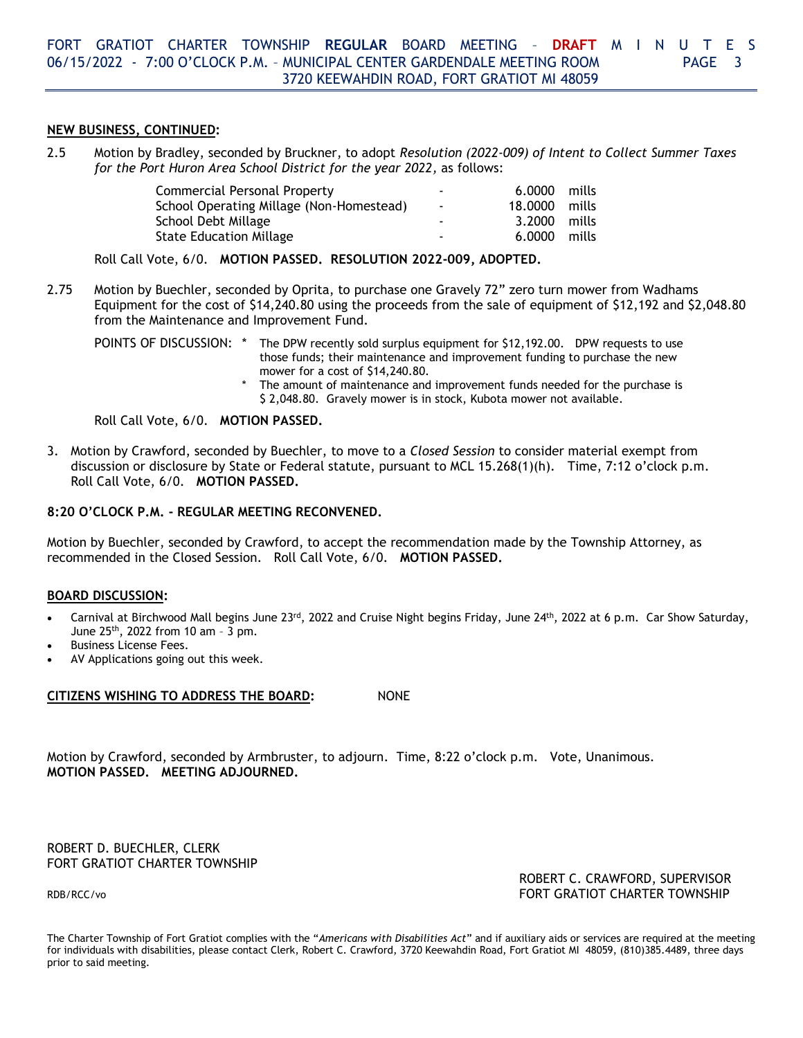**NEW BUSINESS, CONTINUED:**

2.5 Motion by Bradley, seconded by Bruckner, to adopt *Resolution (2022-009) of Intent to Collect Summer Taxes for the Port Huron Area School District for the year 2022,* as follows:

| | | | |
|---|---|---|---|
| Commercial Personal Property | - | 6.0000 | mills |
| School Operating Millage (Non-Homestead) | - | 18.0000 | mills |
| School Debt Millage | - | 3.2000 | mills |
| State Education Millage | - | 6.0000 | mills |

Roll Call Vote, 6/0. **MOTION PASSED. RESOLUTION 2022-009, ADOPTED.**

2.75 Motion by Buechler, seconded by Oprita, to purchase one Gravely 72" zero turn mower from Wadhams Equipment for the cost of $14,240.80 using the proceeds from the sale of equipment of $12,192 and $2,048.80 from the Maintenance and Improvement Fund.

POINTS OF DISCUSSION:

* The DPW recently sold surplus equipment for $12,192.00. DPW requests to use those funds; their maintenance and improvement funding to purchase the new mower for a cost of $14,240.80.
* The amount of maintenance and improvement funds needed for the purchase is $ 2,048.80. Gravely mower is in stock, Kubota mower not available.

Roll Call Vote, 6/0. **MOTION PASSED.**

3. Motion by Crawford, seconded by Buechler, to move to a *Closed Session* to consider material exempt from discussion or disclosure by State or Federal statute, pursuant to MCL 15.268(1)(h). Time, 7:12 o'clock p.m. Roll Call Vote, 6/0. **MOTION PASSED.**

**8:20 O'CLOCK P.M. - REGULAR MEETING RECONVENED.**

Motion by Buechler, seconded by Crawford, to accept the recommendation made by the Township Attorney, as recommended in the Closed Session. Roll Call Vote, 6/0. **MOTION PASSED.**

**BOARD DISCUSSION:**

- Carnival at Birchwood Mall begins June 23rd, 2022 and Cruise Night begins Friday, June 24th, 2022 at 6 p.m. Car Show Saturday, June 25th, 2022 from 10 am – 3 pm.
- Business License Fees.
- AV Applications going out this week.

**CITIZENS WISHING TO ADDRESS THE BOARD:** NONE

Motion by Crawford, seconded by Armbruster, to adjourn. Time, 8:22 o'clock p.m. Vote, Unanimous.
**MOTION PASSED. MEETING ADJOURNED.**

ROBERT D. BUECHLER, CLERK
FORT GRATIOT CHARTER TOWNSHIP

ROBERT C. CRAWFORD, SUPERVISOR
FORT GRATIOT CHARTER TOWNSHIP

RDB/RCC/vo

The Charter Township of Fort Gratiot complies with the "*Americans with Disabilities Act*" and if auxiliary aids or services are required at the meeting for individuals with disabilities, please contact Clerk, Robert C. Crawford, 3720 Keewahdin Road, Fort Gratiot MI 48059, (810)385.4489, three days prior to said meeting.